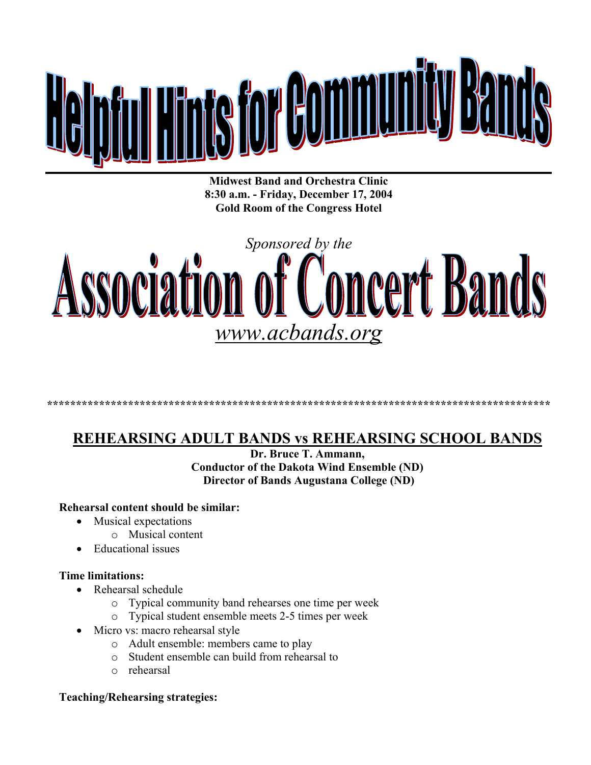# Helpful Hints for Community Bands

**Midwest Band and Orchestra Clinic**
**8:30 a.m. - Friday, December 17, 2004**
**Gold Room of the Congress Hotel**

*Sponsored by the*

# Association of Concert Bands

*www.acbands.org*

*****************************************************************************************

## REHEARSING ADULT BANDS vs REHEARSING SCHOOL BANDS

**Dr. Bruce T. Ammann,**
**Conductor of the Dakota Wind Ensemble (ND)**
**Director of Bands Augustana College (ND)**

**Rehearsal content should be similar:**

- Musical expectations
  - Musical content
- Educational issues

**Time limitations:**

- Rehearsal schedule
  - Typical community band rehearses one time per week
  - Typical student ensemble meets 2-5 times per week
- Micro vs: macro rehearsal style
  - Adult ensemble: members came to play
  - Student ensemble can build from rehearsal to
  - rehearsal

**Teaching/Rehearsing strategies:**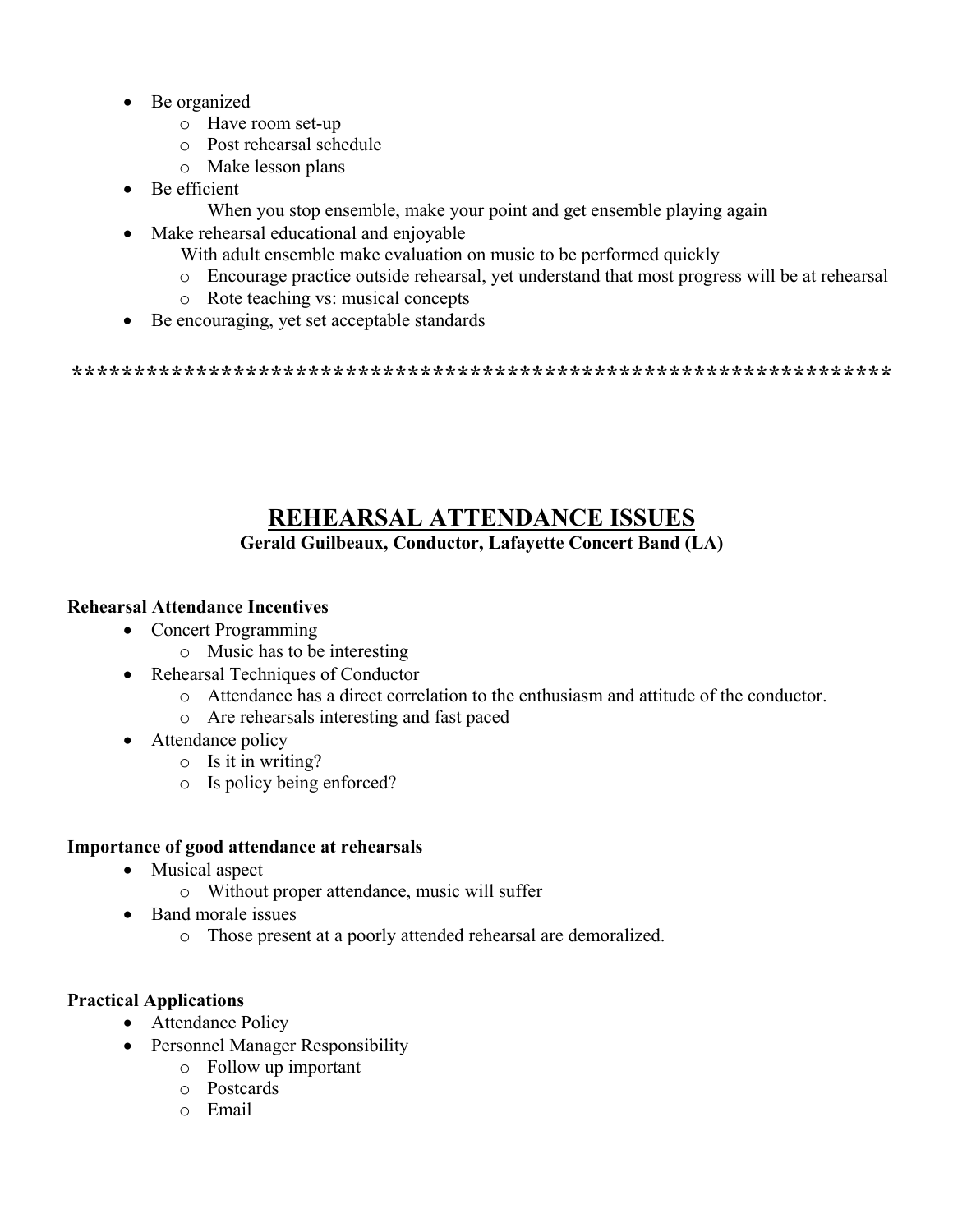- Be organized
  - Have room set-up
  - Post rehearsal schedule
  - Make lesson plans
- Be efficient

  When you stop ensemble, make your point and get ensemble playing again
- Make rehearsal educational and enjoyable

  With adult ensemble make evaluation on music to be performed quickly
  - Encourage practice outside rehearsal, yet understand that most progress will be at rehearsal
  - Rote teaching vs: musical concepts
- Be encouraging, yet set acceptable standards

**********************************************************************

## REHEARSAL ATTENDANCE ISSUES

**Gerald Guilbeaux, Conductor, Lafayette Concert Band (LA)**

**Rehearsal Attendance Incentives**

- Concert Programming
  - Music has to be interesting
- Rehearsal Techniques of Conductor
  - Attendance has a direct correlation to the enthusiasm and attitude of the conductor.
  - Are rehearsals interesting and fast paced
- Attendance policy
  - Is it in writing?
  - Is policy being enforced?

**Importance of good attendance at rehearsals**

- Musical aspect
  - Without proper attendance, music will suffer
- Band morale issues
  - Those present at a poorly attended rehearsal are demoralized.

**Practical Applications**

- Attendance Policy
- Personnel Manager Responsibility
  - Follow up important
  - Postcards
  - Email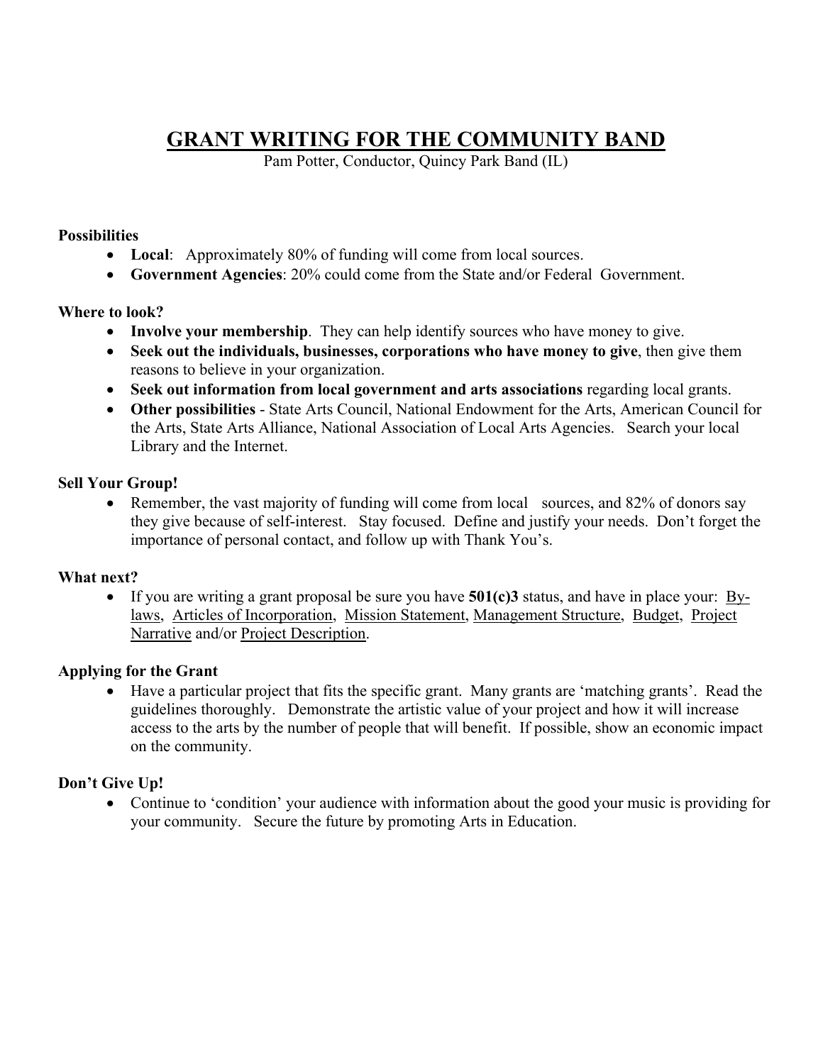# GRANT WRITING FOR THE COMMUNITY BAND

Pam Potter, Conductor, Quincy Park Band (IL)

**Possibilities**

- **Local**: Approximately 80% of funding will come from local sources.
- **Government Agencies**: 20% could come from the State and/or Federal Government.

**Where to look?**

- **Involve your membership**. They can help identify sources who have money to give.
- **Seek out the individuals, businesses, corporations who have money to give**, then give them reasons to believe in your organization.
- **Seek out information from local government and arts associations** regarding local grants.
- **Other possibilities** - State Arts Council, National Endowment for the Arts, American Council for the Arts, State Arts Alliance, National Association of Local Arts Agencies. Search your local Library and the Internet.

**Sell Your Group!**

- Remember, the vast majority of funding will come from local sources, and 82% of donors say they give because of self-interest. Stay focused. Define and justify your needs. Don't forget the importance of personal contact, and follow up with Thank You's.

**What next?**

- If you are writing a grant proposal be sure you have **501(c)3** status, and have in place your: By-laws, Articles of Incorporation, Mission Statement, Management Structure, Budget, Project Narrative and/or Project Description.

**Applying for the Grant**

- Have a particular project that fits the specific grant. Many grants are 'matching grants'. Read the guidelines thoroughly. Demonstrate the artistic value of your project and how it will increase access to the arts by the number of people that will benefit. If possible, show an economic impact on the community.

**Don't Give Up!**

- Continue to 'condition' your audience with information about the good your music is providing for your community. Secure the future by promoting Arts in Education.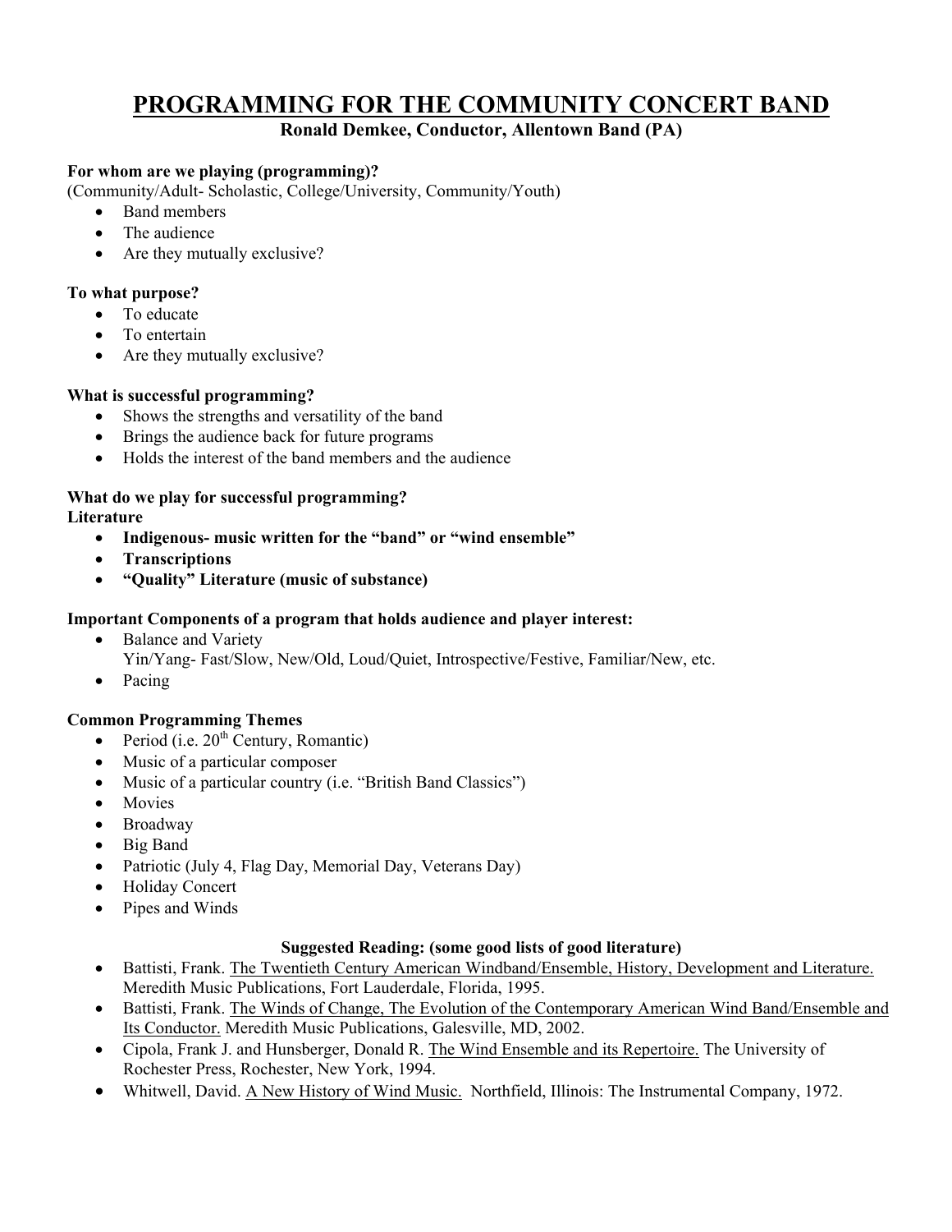# PROGRAMMING FOR THE COMMUNITY CONCERT BAND

**Ronald Demkee, Conductor, Allentown Band (PA)**

**For whom are we playing (programming)?**

(Community/Adult- Scholastic, College/University, Community/Youth)

- Band members
- The audience
- Are they mutually exclusive?

**To what purpose?**

- To educate
- To entertain
- Are they mutually exclusive?

**What is successful programming?**

- Shows the strengths and versatility of the band
- Brings the audience back for future programs
- Holds the interest of the band members and the audience

**What do we play for successful programming?**

**Literature**

- **Indigenous- music written for the "band" or "wind ensemble"**
- **Transcriptions**
- **"Quality" Literature (music of substance)**

**Important Components of a program that holds audience and player interest:**

- Balance and Variety
  Yin/Yang- Fast/Slow, New/Old, Loud/Quiet, Introspective/Festive, Familiar/New, etc.
- Pacing

**Common Programming Themes**

- Period (i.e. 20th Century, Romantic)
- Music of a particular composer
- Music of a particular country (i.e. "British Band Classics")
- Movies
- Broadway
- Big Band
- Patriotic (July 4, Flag Day, Memorial Day, Veterans Day)
- Holiday Concert
- Pipes and Winds

**Suggested Reading: (some good lists of good literature)**

- Battisti, Frank. The Twentieth Century American Windband/Ensemble, History, Development and Literature. Meredith Music Publications, Fort Lauderdale, Florida, 1995.
- Battisti, Frank. The Winds of Change, The Evolution of the Contemporary American Wind Band/Ensemble and Its Conductor. Meredith Music Publications, Galesville, MD, 2002.
- Cipola, Frank J. and Hunsberger, Donald R. The Wind Ensemble and its Repertoire. The University of Rochester Press, Rochester, New York, 1994.
- Whitwell, David. A New History of Wind Music. Northfield, Illinois: The Instrumental Company, 1972.